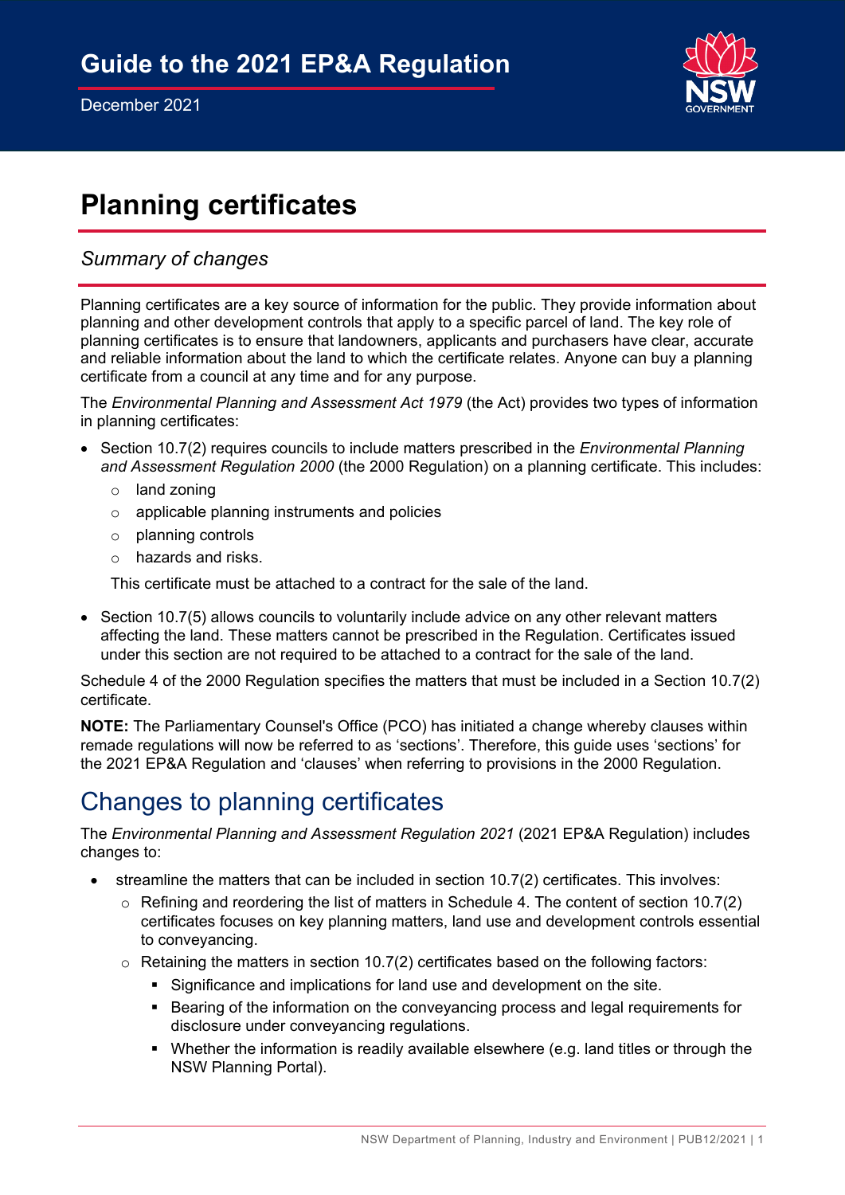# Guide to the 2021 EP&A Regulation

December 2021

# Planning certificates

## *Summary of changes*

Planning certificates are a key source of information for the public. They provide information about planning and other development controls that apply to a specific parcel of land. The key role of planning certificates is to ensure that landowners, applicants and purchasers have clear, accurate and reliable information about the land to which the certificate relates. Anyone can buy a planning certificate from a council at any time and for any purpose.

The *Environmental Planning and Assessment Act 1979* (the Act) provides two types of information in planning certificates:

- Section 10.7(2) requires councils to include matters prescribed in the *Environmental Planning and Assessment Regulation 2000* (the 2000 Regulation) on a planning certificate. This includes:
  - land zoning
  - applicable planning instruments and policies
  - planning controls
  - hazards and risks.

  This certificate must be attached to a contract for the sale of the land.

- Section 10.7(5) allows councils to voluntarily include advice on any other relevant matters affecting the land. These matters cannot be prescribed in the Regulation. Certificates issued under this section are not required to be attached to a contract for the sale of the land.

Schedule 4 of the 2000 Regulation specifies the matters that must be included in a Section 10.7(2) certificate.

**NOTE:** The Parliamentary Counsel's Office (PCO) has initiated a change whereby clauses within remade regulations will now be referred to as 'sections'. Therefore, this guide uses 'sections' for the 2021 EP&A Regulation and 'clauses' when referring to provisions in the 2000 Regulation.

## Changes to planning certificates

The *Environmental Planning and Assessment Regulation 2021* (2021 EP&A Regulation) includes changes to:

- streamline the matters that can be included in section 10.7(2) certificates. This involves:
  - Refining and reordering the list of matters in Schedule 4. The content of section 10.7(2) certificates focuses on key planning matters, land use and development controls essential to conveyancing.
  - Retaining the matters in section 10.7(2) certificates based on the following factors:
    - Significance and implications for land use and development on the site.
    - Bearing of the information on the conveyancing process and legal requirements for disclosure under conveyancing regulations.
    - Whether the information is readily available elsewhere (e.g. land titles or through the NSW Planning Portal).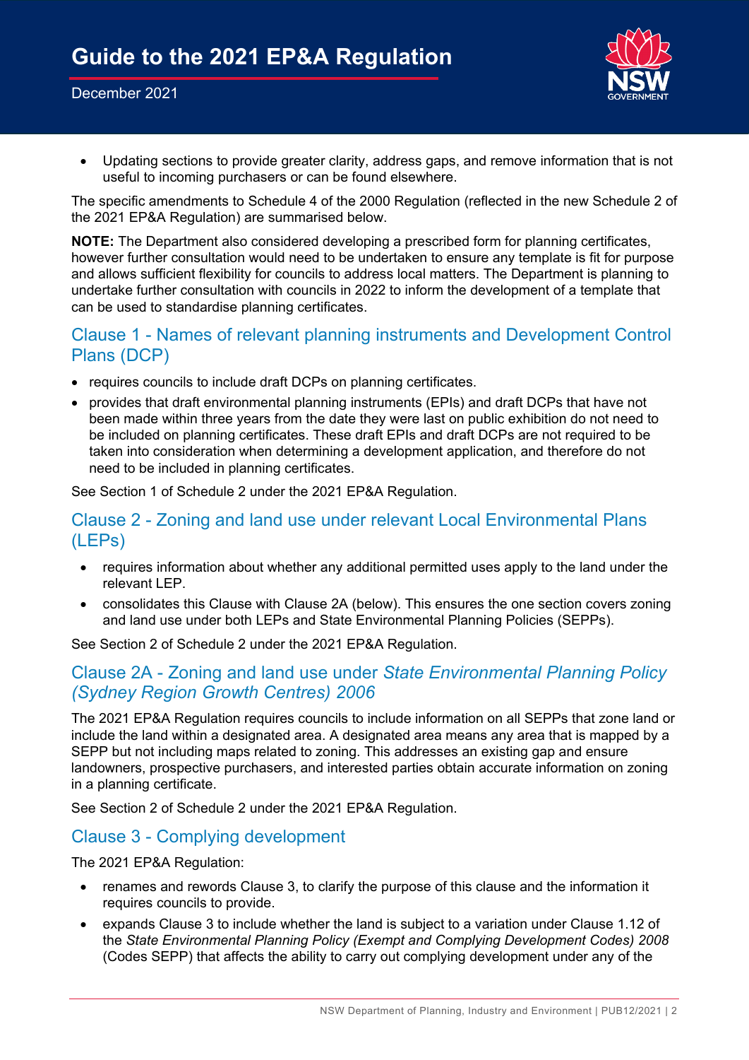- Updating sections to provide greater clarity, address gaps, and remove information that is not useful to incoming purchasers or can be found elsewhere.

The specific amendments to Schedule 4 of the 2000 Regulation (reflected in the new Schedule 2 of the 2021 EP&A Regulation) are summarised below.

**NOTE:** The Department also considered developing a prescribed form for planning certificates, however further consultation would need to be undertaken to ensure any template is fit for purpose and allows sufficient flexibility for councils to address local matters. The Department is planning to undertake further consultation with councils in 2022 to inform the development of a template that can be used to standardise planning certificates.

## Clause 1 - Names of relevant planning instruments and Development Control Plans (DCP)

- requires councils to include draft DCPs on planning certificates.
- provides that draft environmental planning instruments (EPIs) and draft DCPs that have not been made within three years from the date they were last on public exhibition do not need to be included on planning certificates. These draft EPIs and draft DCPs are not required to be taken into consideration when determining a development application, and therefore do not need to be included in planning certificates.

See Section 1 of Schedule 2 under the 2021 EP&A Regulation.

## Clause 2 - Zoning and land use under relevant Local Environmental Plans (LEPs)

- requires information about whether any additional permitted uses apply to the land under the relevant LEP.
- consolidates this Clause with Clause 2A (below). This ensures the one section covers zoning and land use under both LEPs and State Environmental Planning Policies (SEPPs).

See Section 2 of Schedule 2 under the 2021 EP&A Regulation.

## Clause 2A - Zoning and land use under *State Environmental Planning Policy (Sydney Region Growth Centres) 2006*

The 2021 EP&A Regulation requires councils to include information on all SEPPs that zone land or include the land within a designated area. A designated area means any area that is mapped by a SEPP but not including maps related to zoning. This addresses an existing gap and ensure landowners, prospective purchasers, and interested parties obtain accurate information on zoning in a planning certificate.

See Section 2 of Schedule 2 under the 2021 EP&A Regulation.

## Clause 3 - Complying development

The 2021 EP&A Regulation:

- renames and rewords Clause 3, to clarify the purpose of this clause and the information it requires councils to provide.
- expands Clause 3 to include whether the land is subject to a variation under Clause 1.12 of the *State Environmental Planning Policy (Exempt and Complying Development Codes) 2008* (Codes SEPP) that affects the ability to carry out complying development under any of the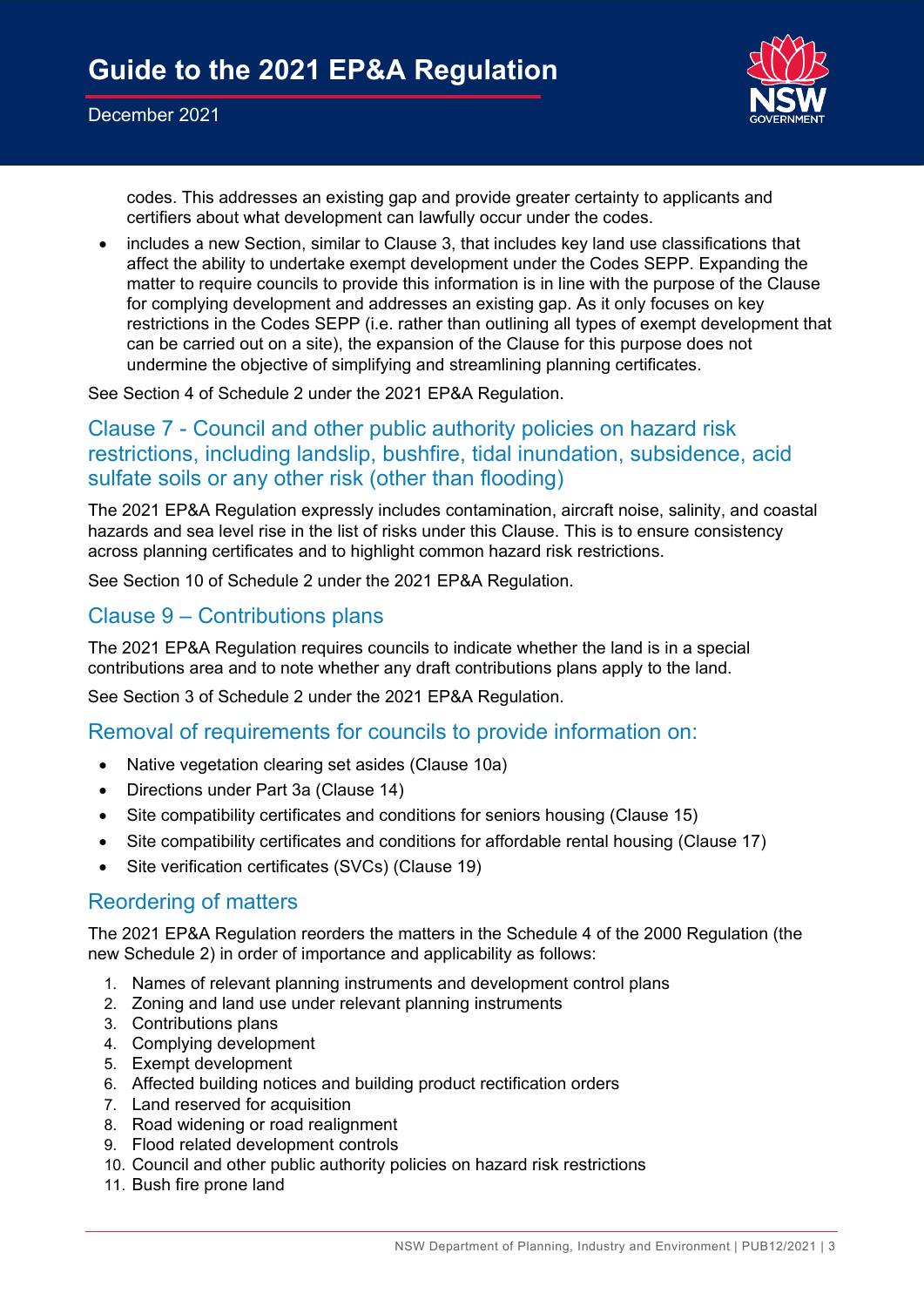codes. This addresses an existing gap and provide greater certainty to applicants and certifiers about what development can lawfully occur under the codes.

- includes a new Section, similar to Clause 3, that includes key land use classifications that affect the ability to undertake exempt development under the Codes SEPP. Expanding the matter to require councils to provide this information is in line with the purpose of the Clause for complying development and addresses an existing gap. As it only focuses on key restrictions in the Codes SEPP (i.e. rather than outlining all types of exempt development that can be carried out on a site), the expansion of the Clause for this purpose does not undermine the objective of simplifying and streamlining planning certificates.

See Section 4 of Schedule 2 under the 2021 EP&A Regulation.

## Clause 7 - Council and other public authority policies on hazard risk restrictions, including landslip, bushfire, tidal inundation, subsidence, acid sulfate soils or any other risk (other than flooding)

The 2021 EP&A Regulation expressly includes contamination, aircraft noise, salinity, and coastal hazards and sea level rise in the list of risks under this Clause. This is to ensure consistency across planning certificates and to highlight common hazard risk restrictions.

See Section 10 of Schedule 2 under the 2021 EP&A Regulation.

## Clause 9 – Contributions plans

The 2021 EP&A Regulation requires councils to indicate whether the land is in a special contributions area and to note whether any draft contributions plans apply to the land.

See Section 3 of Schedule 2 under the 2021 EP&A Regulation.

## Removal of requirements for councils to provide information on:

- Native vegetation clearing set asides (Clause 10a)
- Directions under Part 3a (Clause 14)
- Site compatibility certificates and conditions for seniors housing (Clause 15)
- Site compatibility certificates and conditions for affordable rental housing (Clause 17)
- Site verification certificates (SVCs) (Clause 19)

## Reordering of matters

The 2021 EP&A Regulation reorders the matters in the Schedule 4 of the 2000 Regulation (the new Schedule 2) in order of importance and applicability as follows:

1. Names of relevant planning instruments and development control plans
2. Zoning and land use under relevant planning instruments
3. Contributions plans
4. Complying development
5. Exempt development
6. Affected building notices and building product rectification orders
7. Land reserved for acquisition
8. Road widening or road realignment
9. Flood related development controls
10. Council and other public authority policies on hazard risk restrictions
11. Bush fire prone land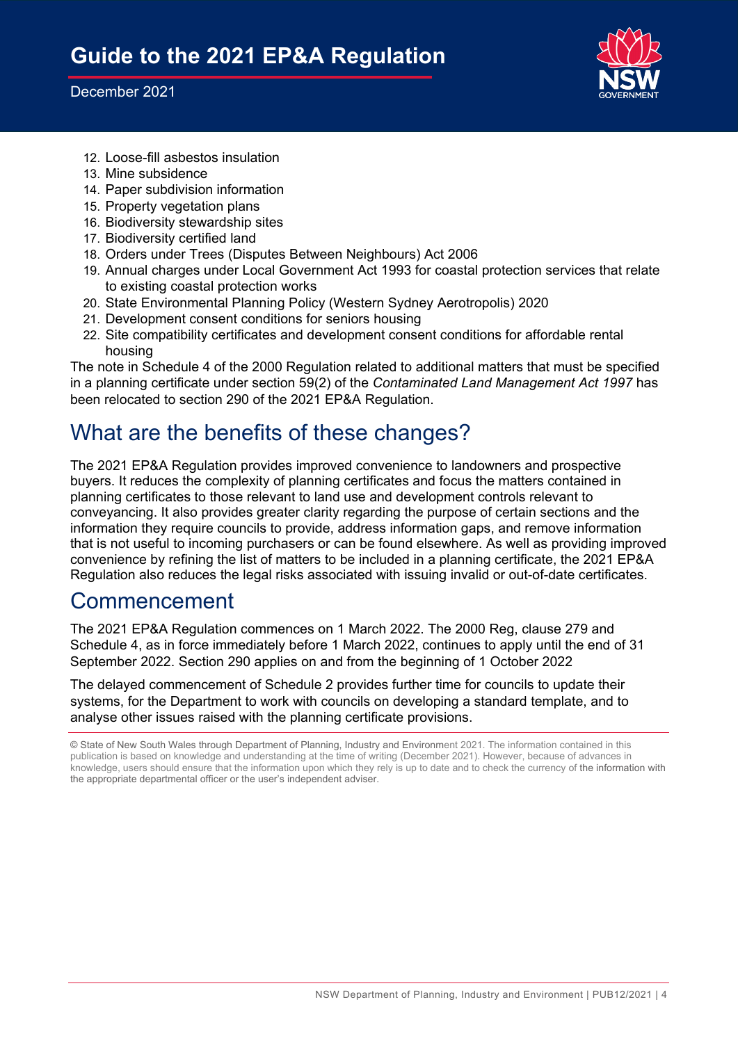12. Loose-fill asbestos insulation
13. Mine subsidence
14. Paper subdivision information
15. Property vegetation plans
16. Biodiversity stewardship sites
17. Biodiversity certified land
18. Orders under Trees (Disputes Between Neighbours) Act 2006
19. Annual charges under Local Government Act 1993 for coastal protection services that relate to existing coastal protection works
20. State Environmental Planning Policy (Western Sydney Aerotropolis) 2020
21. Development consent conditions for seniors housing
22. Site compatibility certificates and development consent conditions for affordable rental housing

The note in Schedule 4 of the 2000 Regulation related to additional matters that must be specified in a planning certificate under section 59(2) of the *Contaminated Land Management Act 1997* has been relocated to section 290 of the 2021 EP&A Regulation.

## What are the benefits of these changes?

The 2021 EP&A Regulation provides improved convenience to landowners and prospective buyers. It reduces the complexity of planning certificates and focus the matters contained in planning certificates to those relevant to land use and development controls relevant to conveyancing. It also provides greater clarity regarding the purpose of certain sections and the information they require councils to provide, address information gaps, and remove information that is not useful to incoming purchasers or can be found elsewhere. As well as providing improved convenience by refining the list of matters to be included in a planning certificate, the 2021 EP&A Regulation also reduces the legal risks associated with issuing invalid or out-of-date certificates.

## Commencement

The 2021 EP&A Regulation commences on 1 March 2022. The 2000 Reg, clause 279 and Schedule 4, as in force immediately before 1 March 2022, continues to apply until the end of 31 September 2022. Section 290 applies on and from the beginning of 1 October 2022

The delayed commencement of Schedule 2 provides further time for councils to update their systems, for the Department to work with councils on developing a standard template, and to analyse other issues raised with the planning certificate provisions.

© State of New South Wales through Department of Planning, Industry and Environment 2021. The information contained in this publication is based on knowledge and understanding at the time of writing (December 2021). However, because of advances in knowledge, users should ensure that the information upon which they rely is up to date and to check the currency of the information with the appropriate departmental officer or the user's independent adviser.